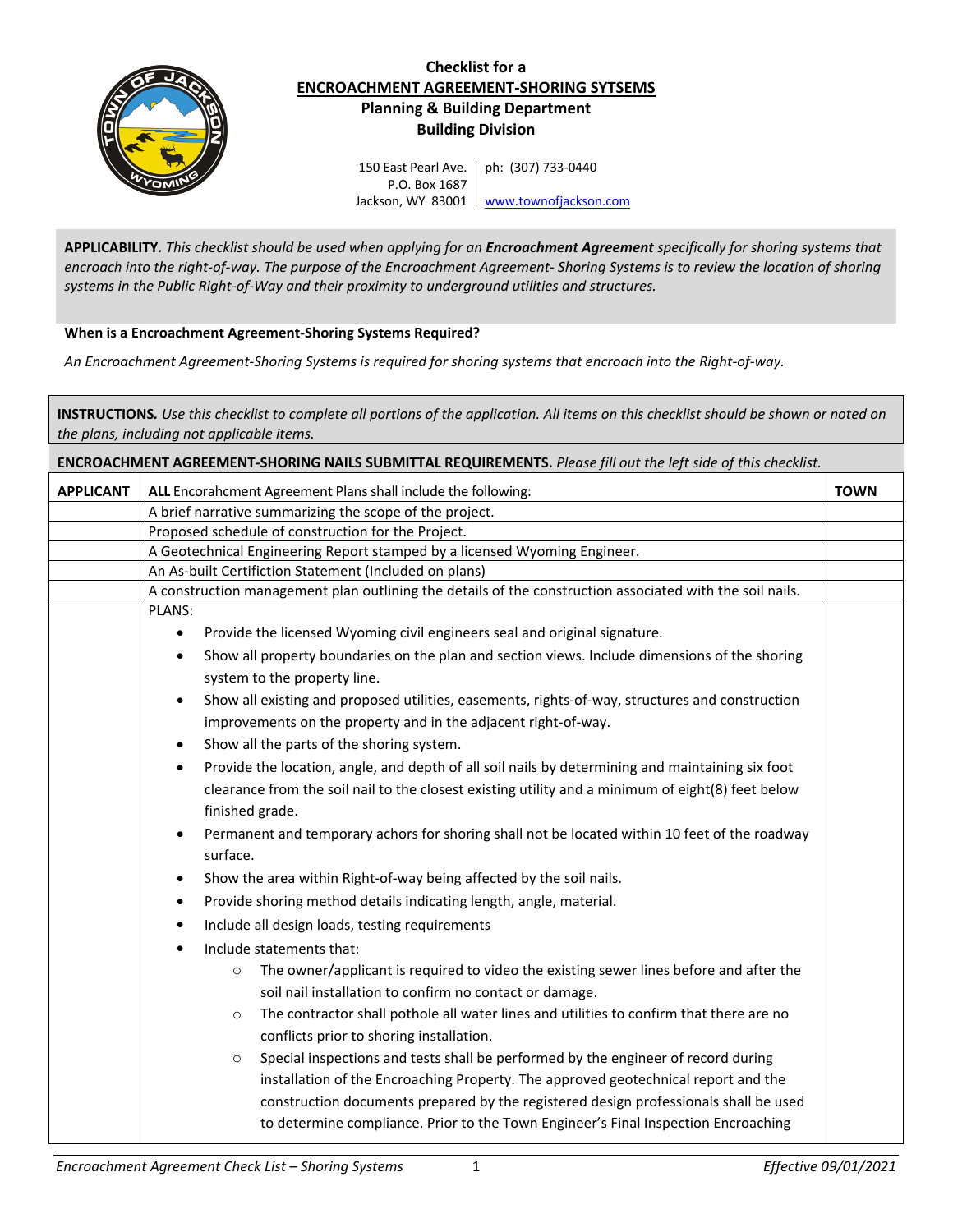# Checklist for a

## ENCROACHMENT AGREEMENT-SHORING SYTSEMS

### Planning & Building Department
### Building Division

150 East Pearl Ave.
P.O. Box 1687
Jackson, WY 83001

ph: (307) 733-0440

www.townofjackson.com

**APPLICABILITY.** *This checklist should be used when applying for an **Encroachment Agreement** specifically for shoring systems that encroach into the right-of-way. The purpose of the Encroachment Agreement- Shoring Systems is to review the location of shoring systems in the Public Right-of-Way and their proximity to underground utilities and structures.*

**When is a Encroachment Agreement-Shoring Systems Required?**

*An Encroachment Agreement-Shoring Systems is required for shoring systems that encroach into the Right-of-way.*

**INSTRUCTIONS.** *Use this checklist to complete all portions of the application. All items on this checklist should be shown or noted on the plans, including not applicable items.*

**ENCROACHMENT AGREEMENT-SHORING NAILS SUBMITTAL REQUIREMENTS.** *Please fill out the left side of this checklist.*

| APPLICANT | **ALL** Encorahcment Agreement Plans shall include the following: | TOWN |
|---|---|---|
| | A brief narrative summarizing the scope of the project. | |
| | Proposed schedule of construction for the Project. | |
| | A Geotechnical Engineering Report stamped by a licensed Wyoming Engineer. | |
| | An As-built Certification Statement (Included on plans) | |
| | A construction management plan outlining the details of the construction associated with the soil nails. | |
| | PLANS:<br>• Provide the licensed Wyoming civil engineers seal and original signature.<br>• Show all property boundaries on the plan and section views. Include dimensions of the shoring system to the property line.<br>• Show all existing and proposed utilities, easements, rights-of-way, structures and construction improvements on the property and in the adjacent right-of-way.<br>• Show all the parts of the shoring system.<br>• Provide the location, angle, and depth of all soil nails by determining and maintaining six foot clearance from the soil nail to the closest existing utility and a minimum of eight(8) feet below finished grade.<br>• Permanent and temporary achors for shoring shall not be located within 10 feet of the roadway surface.<br>• Show the area within Right-of-way being affected by the soil nails.<br>• Provide shoring method details indicating length, angle, material.<br>• Include all design loads, testing requirements<br>• Include statements that:<br>&nbsp;&nbsp;&nbsp;&nbsp;○ The owner/applicant is required to video the existing sewer lines before and after the soil nail installation to confirm no contact or damage.<br>&nbsp;&nbsp;&nbsp;&nbsp;○ The contractor shall pothole all water lines and utilities to confirm that there are no conflicts prior to shoring installation.<br>&nbsp;&nbsp;&nbsp;&nbsp;○ Special inspections and tests shall be performed by the engineer of record during installation of the Encroaching Property. The approved geotechnical report and the construction documents prepared by the registered design professionals shall be used to determine compliance. Prior to the Town Engineer's Final Inspection Encroaching | |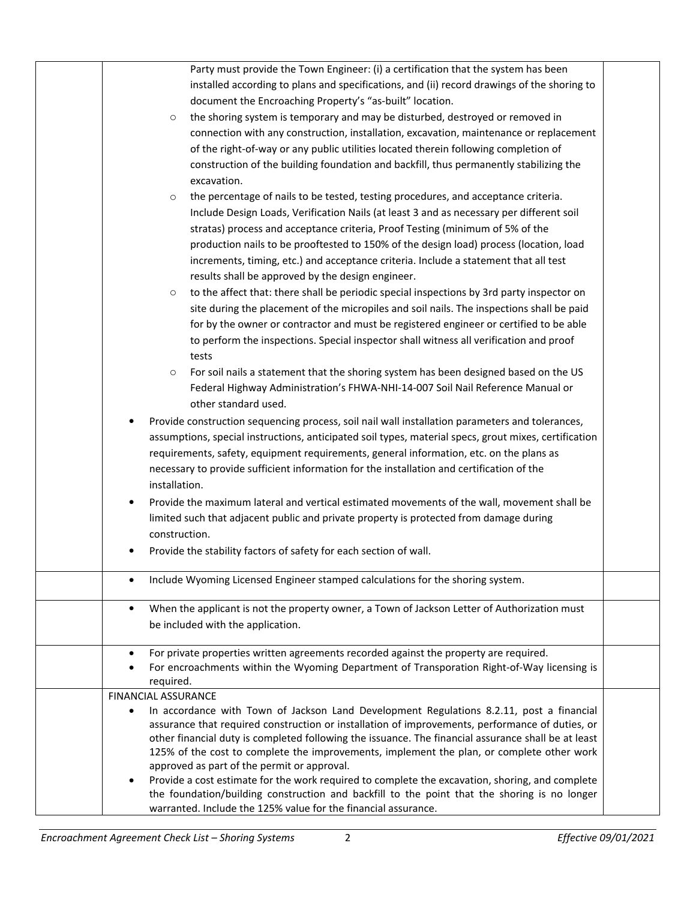| | | |
|---|---|---|
| | Party must provide the Town Engineer: (i) a certification that the system has been installed according to plans and specifications, and (ii) record drawings of the shoring to document the Encroaching Property's "as-built" location.<br>○ the shoring system is temporary and may be disturbed, destroyed or removed in connection with any construction, installation, excavation, maintenance or replacement of the right-of-way or any public utilities located therein following completion of construction of the building foundation and backfill, thus permanently stabilizing the excavation.<br>○ the percentage of nails to be tested, testing procedures, and acceptance criteria. Include Design Loads, Verification Nails (at least 3 and as necessary per different soil stratas) process and acceptance criteria, Proof Testing (minimum of 5% of the production nails to be prooftested to 150% of the design load) process (location, load increments, timing, etc.) and acceptance criteria. Include a statement that all test results shall be approved by the design engineer.<br>○ to the affect that: there shall be periodic special inspections by 3rd party inspector on site during the placement of the micropiles and soil nails. The inspections shall be paid for by the owner or contractor and must be registered engineer or certified to be able to perform the inspections. Special inspector shall witness all verification and proof tests<br>○ For soil nails a statement that the shoring system has been designed based on the US Federal Highway Administration's FHWA-NHI-14-007 Soil Nail Reference Manual or other standard used.<br>• Provide construction sequencing process, soil nail wall installation parameters and tolerances, assumptions, special instructions, anticipated soil types, material specs, grout mixes, certification requirements, safety, equipment requirements, general information, etc. on the plans as necessary to provide sufficient information for the installation and certification of the installation.<br>• Provide the maximum lateral and vertical estimated movements of the wall, movement shall be limited such that adjacent public and private property is protected from damage during construction.<br>• Provide the stability factors of safety for each section of wall. | |
| | • Include Wyoming Licensed Engineer stamped calculations for the shoring system. | |
| | • When the applicant is not the property owner, a Town of Jackson Letter of Authorization must be included with the application. | |
| | • For private properties written agreements recorded against the property are required.<br>• For encroachments within the Wyoming Department of Transporation Right-of-Way licensing is required. | |
| | FINANCIAL ASSURANCE<br>• In accordance with Town of Jackson Land Development Regulations 8.2.11, post a financial assurance that required construction or installation of improvements, performance of duties, or other financial duty is completed following the issuance. The financial assurance shall be at least 125% of the cost to complete the improvements, implement the plan, or complete other work approved as part of the permit or approval.<br>• Provide a cost estimate for the work required to complete the excavation, shoring, and complete the foundation/building construction and backfill to the point that the shoring is no longer warranted. Include the 125% value for the financial assurance. | |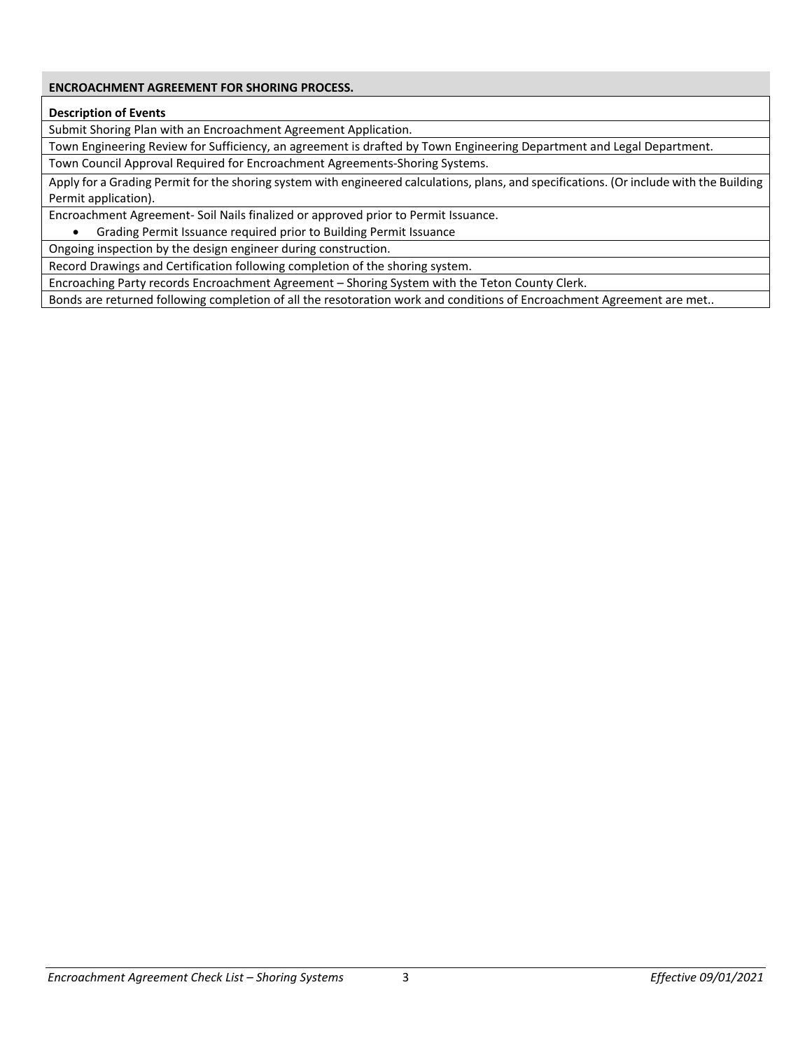| ENCROACHMENT AGREEMENT FOR SHORING PROCESS. |
| --- |
| **Description of Events** |
| Submit Shoring Plan with an Encroachment Agreement Application. |
| Town Engineering Review for Sufficiency, an agreement is drafted by Town Engineering Department and Legal Department. |
| Town Council Approval Required for Encroachment Agreements-Shoring Systems. |
| Apply for a Grading Permit for the shoring system with engineered calculations, plans, and specifications. (Or include with the Building Permit application). |
| Encroachment Agreement- Soil Nails finalized or approved prior to Permit Issuance. • Grading Permit Issuance required prior to Building Permit Issuance |
| Ongoing inspection by the design engineer during construction. |
| Record Drawings and Certification following completion of the shoring system. |
| Encroaching Party records Encroachment Agreement – Shoring System with the Teton County Clerk. |
| Bonds are returned following completion of all the resotoration work and conditions of Encroachment Agreement are met.. |